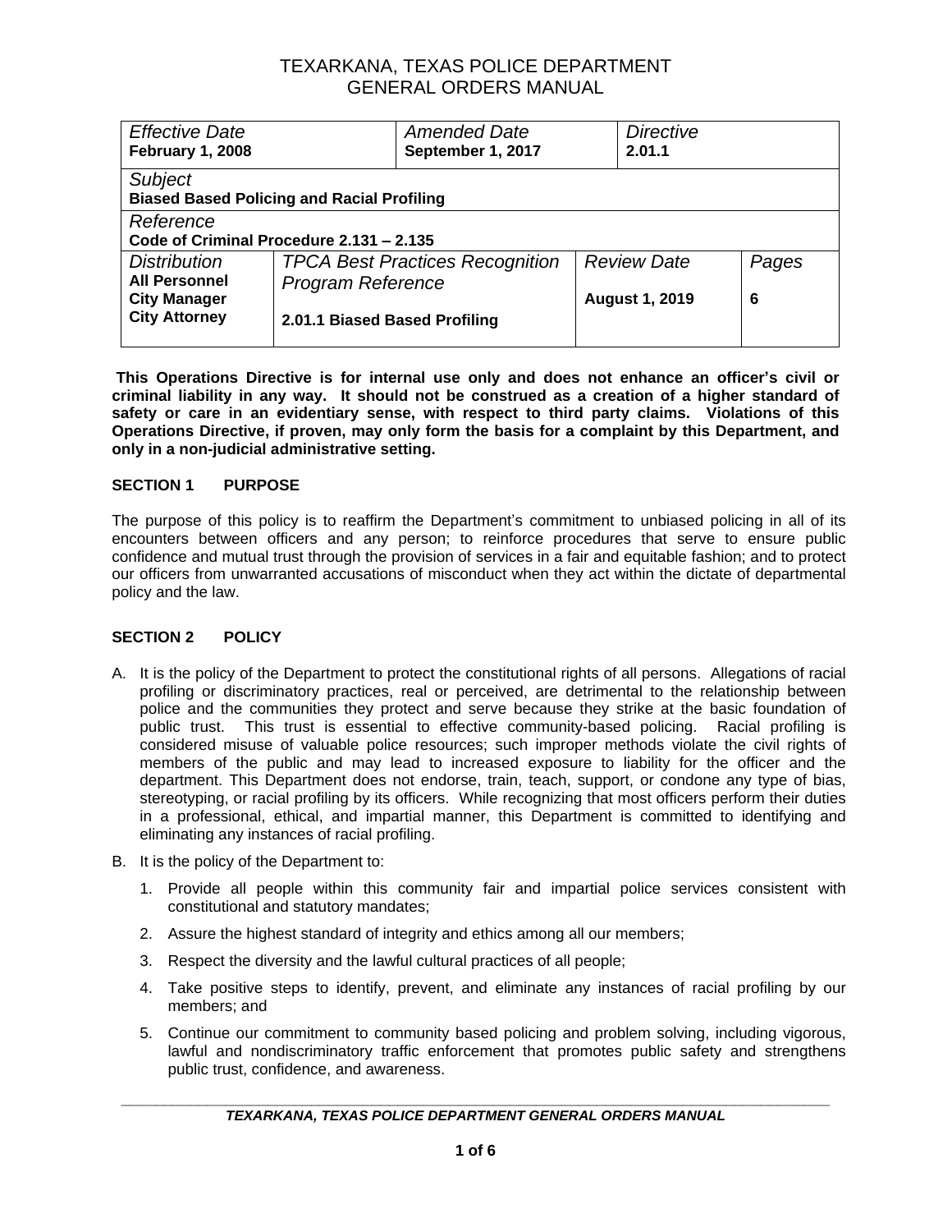# TEXARKANA, TEXAS POLICE DEPARTMENT
## GENERAL ORDERS MANUAL

| *Effective Date* **February 1, 2008** | | *Amended Date* **September 1, 2017** | *Directive* **2.01.1** | |
|---|---|---|---|---|
| *Subject* **Biased Based Policing and Racial Profiling** | | | | |
| *Reference* **Code of Criminal Procedure 2.131 – 2.135** | | | | |
| *Distribution* **All Personnel City Manager City Attorney** | *TPCA Best Practices Recognition Program Reference* **2.01.1 Biased Based Profiling** | | *Review Date* **August 1, 2019** | *Pages* **6** |

**This Operations Directive is for internal use only and does not enhance an officer's civil or criminal liability in any way. It should not be construed as a creation of a higher standard of safety or care in an evidentiary sense, with respect to third party claims. Violations of this Operations Directive, if proven, may only form the basis for a complaint by this Department, and only in a non-judicial administrative setting.**

### SECTION 1 PURPOSE

The purpose of this policy is to reaffirm the Department's commitment to unbiased policing in all of its encounters between officers and any person; to reinforce procedures that serve to ensure public confidence and mutual trust through the provision of services in a fair and equitable fashion; and to protect our officers from unwarranted accusations of misconduct when they act within the dictate of departmental policy and the law.

### SECTION 2 POLICY

A. It is the policy of the Department to protect the constitutional rights of all persons. Allegations of racial profiling or discriminatory practices, real or perceived, are detrimental to the relationship between police and the communities they protect and serve because they strike at the basic foundation of public trust. This trust is essential to effective community-based policing. Racial profiling is considered misuse of valuable police resources; such improper methods violate the civil rights of members of the public and may lead to increased exposure to liability for the officer and the department. This Department does not endorse, train, teach, support, or condone any type of bias, stereotyping, or racial profiling by its officers. While recognizing that most officers perform their duties in a professional, ethical, and impartial manner, this Department is committed to identifying and eliminating any instances of racial profiling.

B. It is the policy of the Department to:

1. Provide all people within this community fair and impartial police services consistent with constitutional and statutory mandates;
2. Assure the highest standard of integrity and ethics among all our members;
3. Respect the diversity and the lawful cultural practices of all people;
4. Take positive steps to identify, prevent, and eliminate any instances of racial profiling by our members; and
5. Continue our commitment to community based policing and problem solving, including vigorous, lawful and nondiscriminatory traffic enforcement that promotes public safety and strengthens public trust, confidence, and awareness.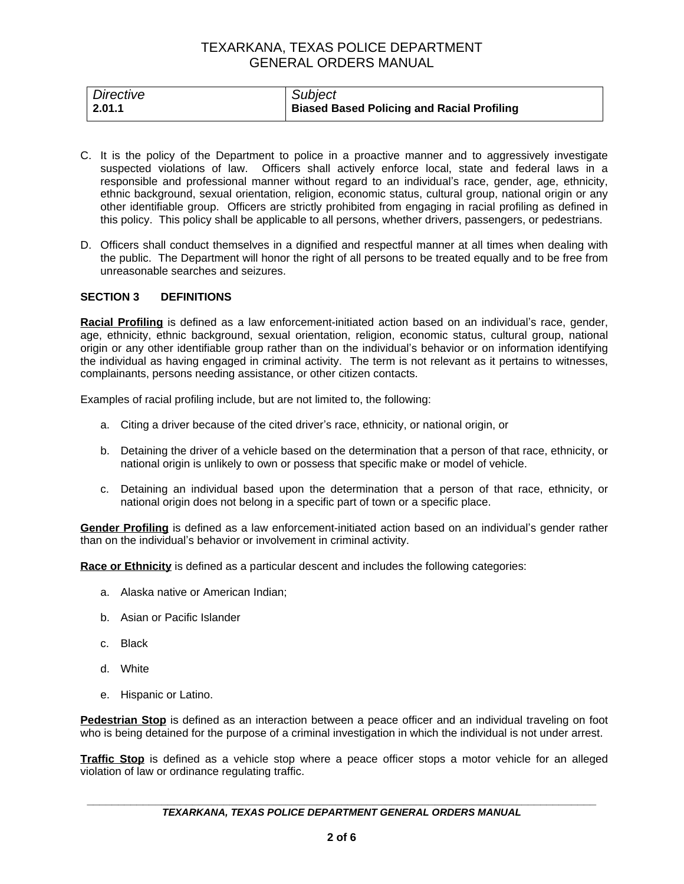| Directive | Subject |
| --- | --- |
| 2.01.1 | Biased Based Policing and Racial Profiling |

C. It is the policy of the Department to police in a proactive manner and to aggressively investigate suspected violations of law. Officers shall actively enforce local, state and federal laws in a responsible and professional manner without regard to an individual's race, gender, age, ethnicity, ethnic background, sexual orientation, religion, economic status, cultural group, national origin or any other identifiable group. Officers are strictly prohibited from engaging in racial profiling as defined in this policy. This policy shall be applicable to all persons, whether drivers, passengers, or pedestrians.

D. Officers shall conduct themselves in a dignified and respectful manner at all times when dealing with the public. The Department will honor the right of all persons to be treated equally and to be free from unreasonable searches and seizures.

## SECTION 3 DEFINITIONS

**Racial Profiling** is defined as a law enforcement-initiated action based on an individual's race, gender, age, ethnicity, ethnic background, sexual orientation, religion, economic status, cultural group, national origin or any other identifiable group rather than on the individual's behavior or on information identifying the individual as having engaged in criminal activity. The term is not relevant as it pertains to witnesses, complainants, persons needing assistance, or other citizen contacts.

Examples of racial profiling include, but are not limited to, the following:

a. Citing a driver because of the cited driver's race, ethnicity, or national origin, or

b. Detaining the driver of a vehicle based on the determination that a person of that race, ethnicity, or national origin is unlikely to own or possess that specific make or model of vehicle.

c. Detaining an individual based upon the determination that a person of that race, ethnicity, or national origin does not belong in a specific part of town or a specific place.

**Gender Profiling** is defined as a law enforcement-initiated action based on an individual's gender rather than on the individual's behavior or involvement in criminal activity.

**Race or Ethnicity** is defined as a particular descent and includes the following categories:

a. Alaska native or American Indian;

b. Asian or Pacific Islander

c. Black

d. White

e. Hispanic or Latino.

**Pedestrian Stop** is defined as an interaction between a peace officer and an individual traveling on foot who is being detained for the purpose of a criminal investigation in which the individual is not under arrest.

**Traffic Stop** is defined as a vehicle stop where a peace officer stops a motor vehicle for an alleged violation of law or ordinance regulating traffic.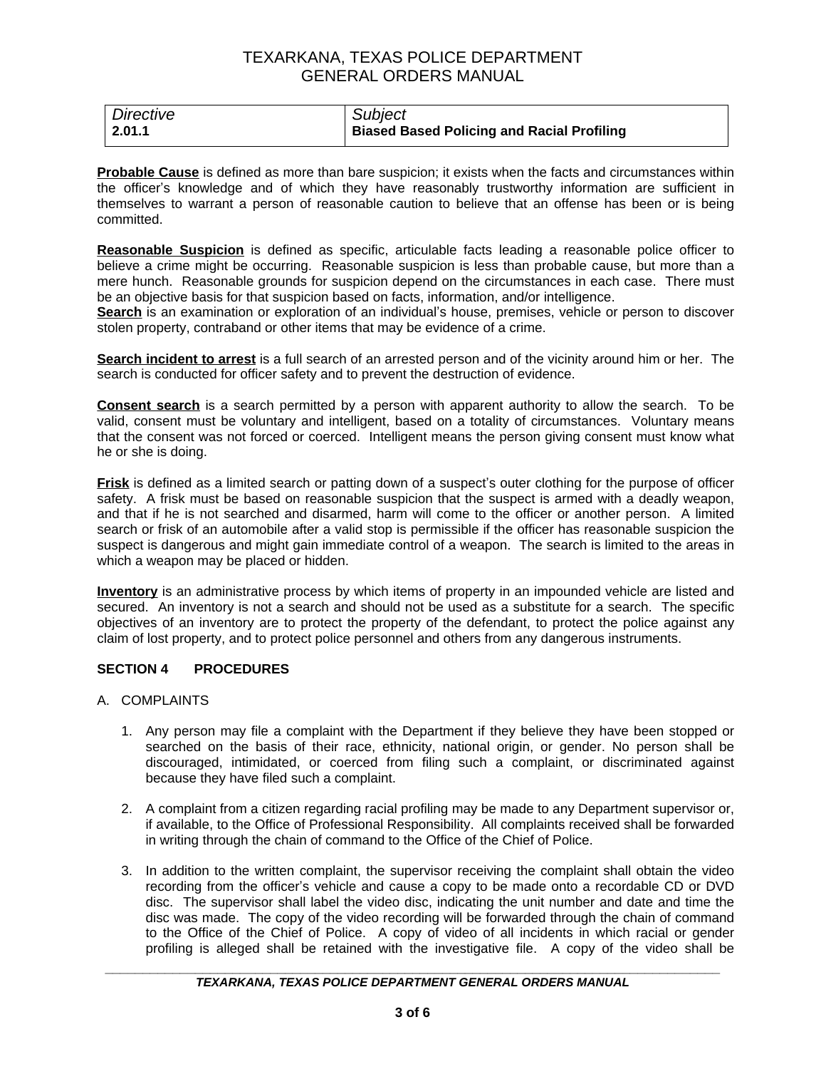| Directive | Subject |
| --- | --- |
| **2.01.1** | **Biased Based Policing and Racial Profiling** |

**Probable Cause** is defined as more than bare suspicion; it exists when the facts and circumstances within the officer's knowledge and of which they have reasonably trustworthy information are sufficient in themselves to warrant a person of reasonable caution to believe that an offense has been or is being committed.

**Reasonable Suspicion** is defined as specific, articulable facts leading a reasonable police officer to believe a crime might be occurring. Reasonable suspicion is less than probable cause, but more than a mere hunch. Reasonable grounds for suspicion depend on the circumstances in each case. There must be an objective basis for that suspicion based on facts, information, and/or intelligence.

**Search** is an examination or exploration of an individual's house, premises, vehicle or person to discover stolen property, contraband or other items that may be evidence of a crime.

**Search incident to arrest** is a full search of an arrested person and of the vicinity around him or her. The search is conducted for officer safety and to prevent the destruction of evidence.

**Consent search** is a search permitted by a person with apparent authority to allow the search. To be valid, consent must be voluntary and intelligent, based on a totality of circumstances. Voluntary means that the consent was not forced or coerced. Intelligent means the person giving consent must know what he or she is doing.

**Frisk** is defined as a limited search or patting down of a suspect's outer clothing for the purpose of officer safety. A frisk must be based on reasonable suspicion that the suspect is armed with a deadly weapon, and that if he is not searched and disarmed, harm will come to the officer or another person. A limited search or frisk of an automobile after a valid stop is permissible if the officer has reasonable suspicion the suspect is dangerous and might gain immediate control of a weapon. The search is limited to the areas in which a weapon may be placed or hidden.

**Inventory** is an administrative process by which items of property in an impounded vehicle are listed and secured. An inventory is not a search and should not be used as a substitute for a search. The specific objectives of an inventory are to protect the property of the defendant, to protect the police against any claim of lost property, and to protect police personnel and others from any dangerous instruments.

## SECTION 4 PROCEDURES

A. COMPLAINTS

1. Any person may file a complaint with the Department if they believe they have been stopped or searched on the basis of their race, ethnicity, national origin, or gender. No person shall be discouraged, intimidated, or coerced from filing such a complaint, or discriminated against because they have filed such a complaint.

2. A complaint from a citizen regarding racial profiling may be made to any Department supervisor or, if available, to the Office of Professional Responsibility. All complaints received shall be forwarded in writing through the chain of command to the Office of the Chief of Police.

3. In addition to the written complaint, the supervisor receiving the complaint shall obtain the video recording from the officer's vehicle and cause a copy to be made onto a recordable CD or DVD disc. The supervisor shall label the video disc, indicating the unit number and date and time the disc was made. The copy of the video recording will be forwarded through the chain of command to the Office of the Chief of Police. A copy of video of all incidents in which racial or gender profiling is alleged shall be retained with the investigative file. A copy of the video shall be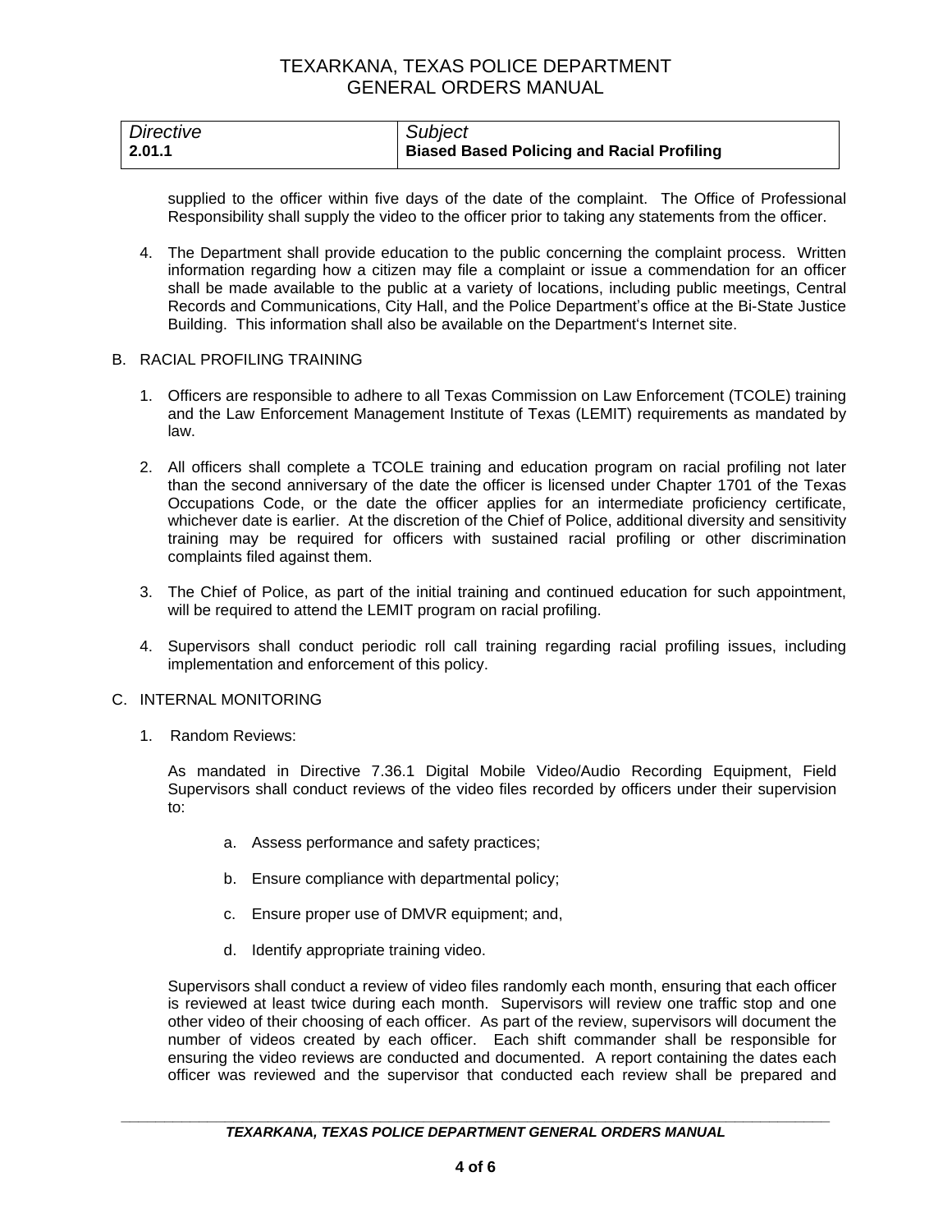| Directive | Subject |
|---|---|
| **2.01.1** | **Biased Based Policing and Racial Profiling** |

supplied to the officer within five days of the date of the complaint. The Office of Professional Responsibility shall supply the video to the officer prior to taking any statements from the officer.

4. The Department shall provide education to the public concerning the complaint process. Written information regarding how a citizen may file a complaint or issue a commendation for an officer shall be made available to the public at a variety of locations, including public meetings, Central Records and Communications, City Hall, and the Police Department's office at the Bi-State Justice Building. This information shall also be available on the Department's Internet site.

B. RACIAL PROFILING TRAINING

1. Officers are responsible to adhere to all Texas Commission on Law Enforcement (TCOLE) training and the Law Enforcement Management Institute of Texas (LEMIT) requirements as mandated by law.

2. All officers shall complete a TCOLE training and education program on racial profiling not later than the second anniversary of the date the officer is licensed under Chapter 1701 of the Texas Occupations Code, or the date the officer applies for an intermediate proficiency certificate, whichever date is earlier. At the discretion of the Chief of Police, additional diversity and sensitivity training may be required for officers with sustained racial profiling or other discrimination complaints filed against them.

3. The Chief of Police, as part of the initial training and continued education for such appointment, will be required to attend the LEMIT program on racial profiling.

4. Supervisors shall conduct periodic roll call training regarding racial profiling issues, including implementation and enforcement of this policy.

C. INTERNAL MONITORING

1. Random Reviews:

   As mandated in Directive 7.36.1 Digital Mobile Video/Audio Recording Equipment, Field Supervisors shall conduct reviews of the video files recorded by officers under their supervision to:

   a. Assess performance and safety practices;

   b. Ensure compliance with departmental policy;

   c. Ensure proper use of DMVR equipment; and,

   d. Identify appropriate training video.

   Supervisors shall conduct a review of video files randomly each month, ensuring that each officer is reviewed at least twice during each month. Supervisors will review one traffic stop and one other video of their choosing of each officer. As part of the review, supervisors will document the number of videos created by each officer. Each shift commander shall be responsible for ensuring the video reviews are conducted and documented. A report containing the dates each officer was reviewed and the supervisor that conducted each review shall be prepared and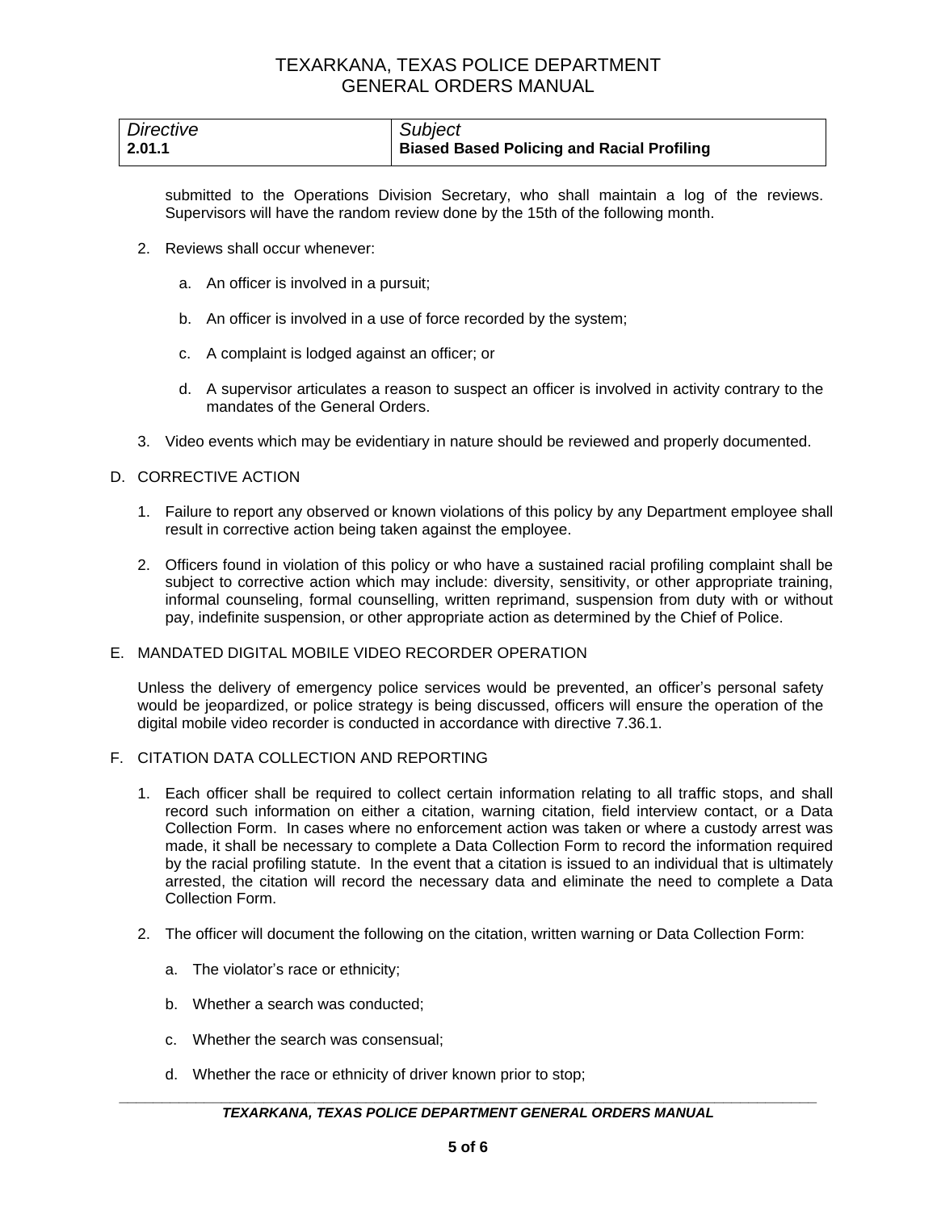submitted to the Operations Division Secretary, who shall maintain a log of the reviews. Supervisors will have the random review done by the 15th of the following month.

2. Reviews shall occur whenever:

   a. An officer is involved in a pursuit;

   b. An officer is involved in a use of force recorded by the system;

   c. A complaint is lodged against an officer; or

   d. A supervisor articulates a reason to suspect an officer is involved in activity contrary to the mandates of the General Orders.

3. Video events which may be evidentiary in nature should be reviewed and properly documented.

D. CORRECTIVE ACTION

1. Failure to report any observed or known violations of this policy by any Department employee shall result in corrective action being taken against the employee.

2. Officers found in violation of this policy or who have a sustained racial profiling complaint shall be subject to corrective action which may include: diversity, sensitivity, or other appropriate training, informal counseling, formal counselling, written reprimand, suspension from duty with or without pay, indefinite suspension, or other appropriate action as determined by the Chief of Police.

E. MANDATED DIGITAL MOBILE VIDEO RECORDER OPERATION

Unless the delivery of emergency police services would be prevented, an officer's personal safety would be jeopardized, or police strategy is being discussed, officers will ensure the operation of the digital mobile video recorder is conducted in accordance with directive 7.36.1.

F. CITATION DATA COLLECTION AND REPORTING

1. Each officer shall be required to collect certain information relating to all traffic stops, and shall record such information on either a citation, warning citation, field interview contact, or a Data Collection Form. In cases where no enforcement action was taken or where a custody arrest was made, it shall be necessary to complete a Data Collection Form to record the information required by the racial profiling statute. In the event that a citation is issued to an individual that is ultimately arrested, the citation will record the necessary data and eliminate the need to complete a Data Collection Form.

2. The officer will document the following on the citation, written warning or Data Collection Form:

   a. The violator's race or ethnicity;

   b. Whether a search was conducted;

   c. Whether the search was consensual;

   d. Whether the race or ethnicity of driver known prior to stop;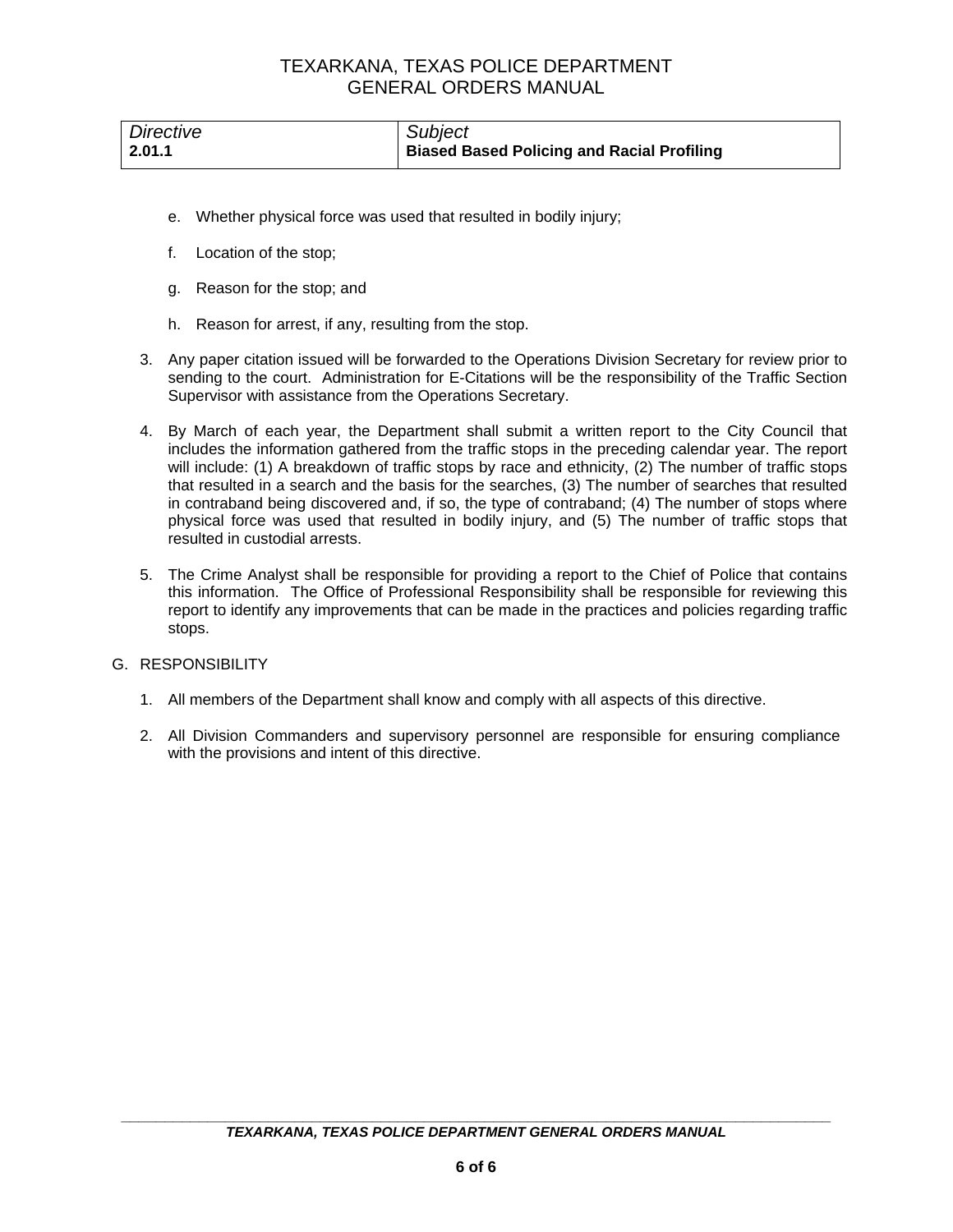e. Whether physical force was used that resulted in bodily injury;

f. Location of the stop;

g. Reason for the stop; and

h. Reason for arrest, if any, resulting from the stop.

3. Any paper citation issued will be forwarded to the Operations Division Secretary for review prior to sending to the court. Administration for E-Citations will be the responsibility of the Traffic Section Supervisor with assistance from the Operations Secretary.

4. By March of each year, the Department shall submit a written report to the City Council that includes the information gathered from the traffic stops in the preceding calendar year. The report will include: (1) A breakdown of traffic stops by race and ethnicity, (2) The number of traffic stops that resulted in a search and the basis for the searches, (3) The number of searches that resulted in contraband being discovered and, if so, the type of contraband; (4) The number of stops where physical force was used that resulted in bodily injury, and (5) The number of traffic stops that resulted in custodial arrests.

5. The Crime Analyst shall be responsible for providing a report to the Chief of Police that contains this information. The Office of Professional Responsibility shall be responsible for reviewing this report to identify any improvements that can be made in the practices and policies regarding traffic stops.

G. RESPONSIBILITY

1. All members of the Department shall know and comply with all aspects of this directive.

2. All Division Commanders and supervisory personnel are responsible for ensuring compliance with the provisions and intent of this directive.